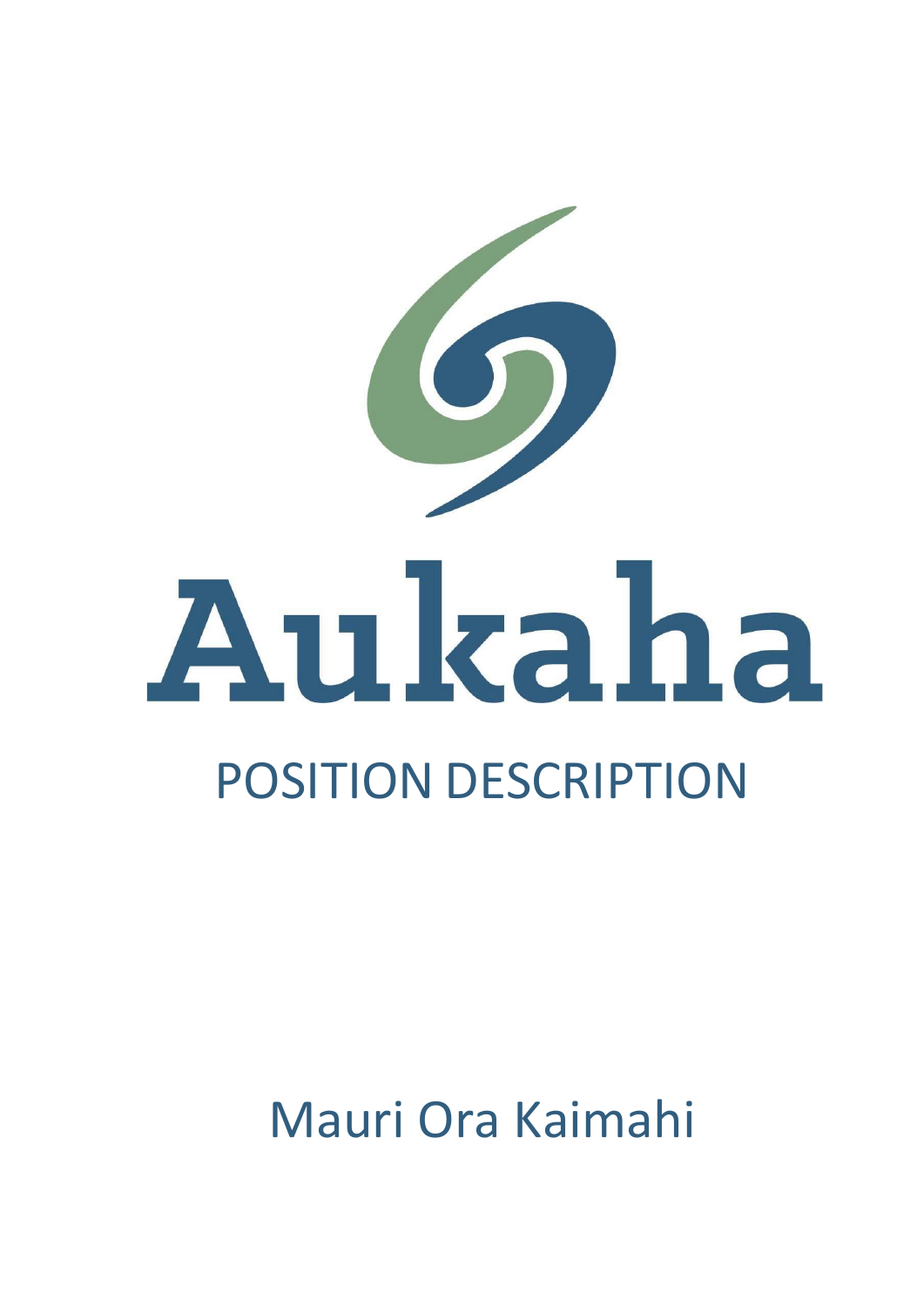# Aukaha

## POSITION DESCRIPTION

Mauri Ora Kaimahi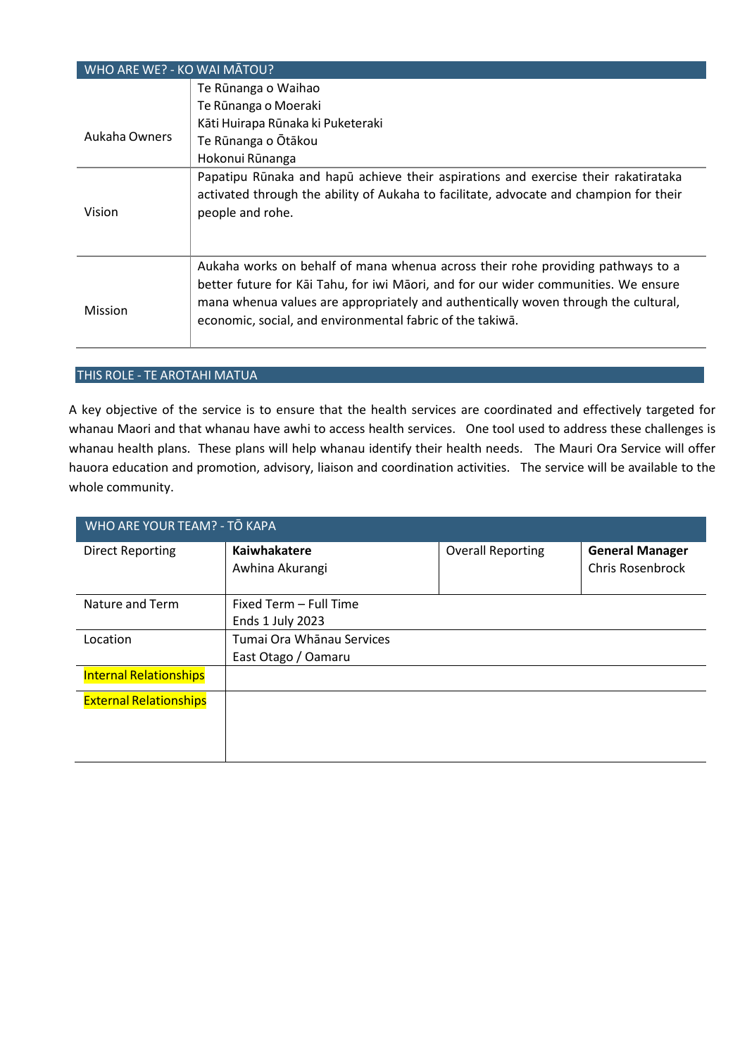| WHO ARE WE? - KO WAI MĀTOU? | |
|---|---|
| Aukaha Owners | Te Rūnanga o Waihao<br>Te Rūnanga o Moeraki<br>Kāti Huirapa Rūnaka ki Puketeraki<br>Te Rūnanga o Ōtākou<br>Hokonui Rūnanga |
| Vision | Papatipu Rūnaka and hapū achieve their aspirations and exercise their rakatirataka activated through the ability of Aukaha to facilitate, advocate and champion for their people and rohe. |
| Mission | Aukaha works on behalf of mana whenua across their rohe providing pathways to a better future for Kāi Tahu, for iwi Māori, and for our wider communities. We ensure mana whenua values are appropriately and authentically woven through the cultural, economic, social, and environmental fabric of the takiwā. |

## THIS ROLE - TE AROTAHI MATUA

A key objective of the service is to ensure that the health services are coordinated and effectively targeted for whanau Maori and that whanau have awhi to access health services. One tool used to address these challenges is whanau health plans. These plans will help whanau identify their health needs. The Mauri Ora Service will offer hauora education and promotion, advisory, liaison and coordination activities. The service will be available to the whole community.

| WHO ARE YOUR TEAM? - TŌ KAPA | | | |
|---|---|---|---|
| Direct Reporting | **Kaiwhakatere**<br>Awhina Akurangi | Overall Reporting | **General Manager**<br>Chris Rosenbrock |
| Nature and Term | Fixed Term – Full Time<br>Ends 1 July 2023 | | |
| Location | Tumai Ora Whānau Services<br>East Otago / Oamaru | | |
| Internal Relationships | | | |
| External Relationships | | | |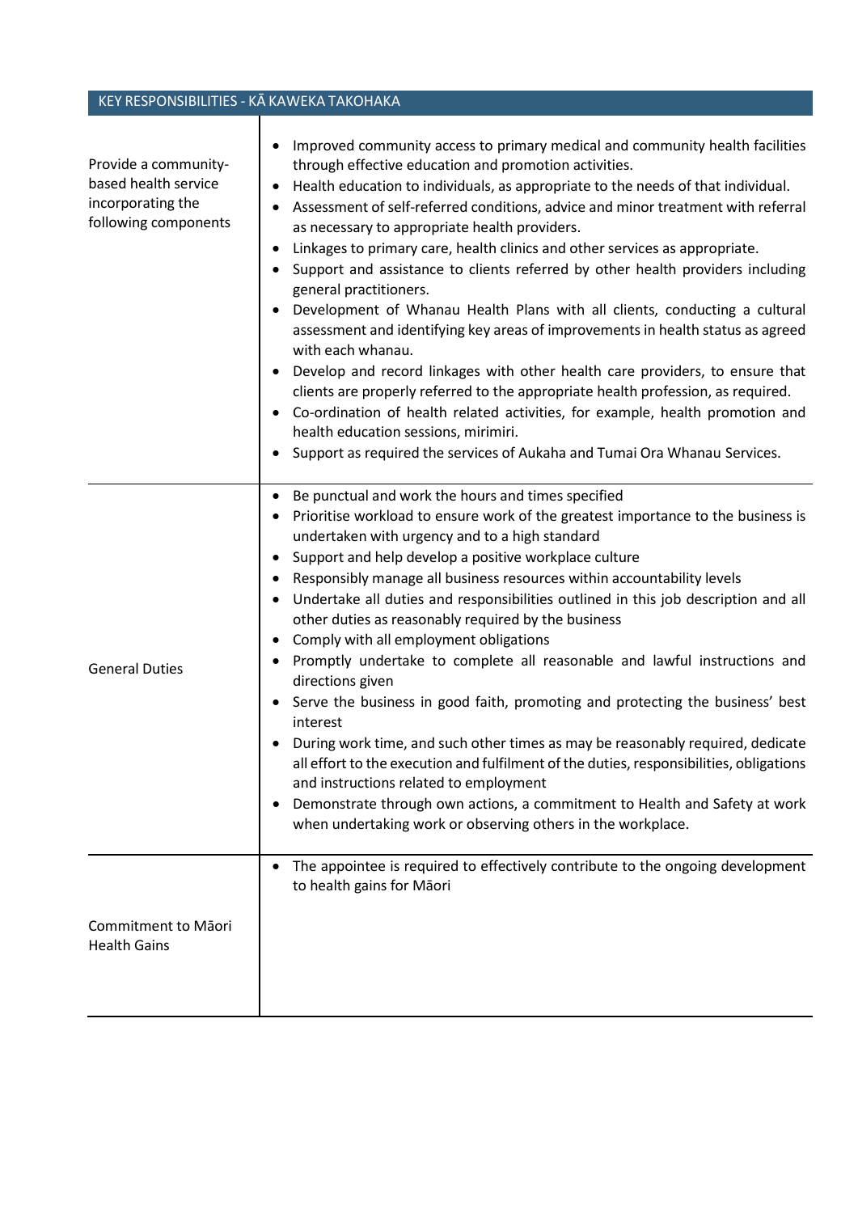## KEY RESPONSIBILITIES - KĀ KAWEKA TAKOHAKA

| | |
|---|---|
| Provide a community-based health service incorporating the following components | • Improved community access to primary medical and community health facilities through effective education and promotion activities.<br>• Health education to individuals, as appropriate to the needs of that individual.<br>• Assessment of self-referred conditions, advice and minor treatment with referral as necessary to appropriate health providers.<br>• Linkages to primary care, health clinics and other services as appropriate.<br>• Support and assistance to clients referred by other health providers including general practitioners.<br>• Development of Whanau Health Plans with all clients, conducting a cultural assessment and identifying key areas of improvements in health status as agreed with each whanau.<br>• Develop and record linkages with other health care providers, to ensure that clients are properly referred to the appropriate health profession, as required.<br>• Co-ordination of health related activities, for example, health promotion and health education sessions, mirimiri.<br>• Support as required the services of Aukaha and Tumai Ora Whanau Services. |
| General Duties | • Be punctual and work the hours and times specified<br>• Prioritise workload to ensure work of the greatest importance to the business is undertaken with urgency and to a high standard<br>• Support and help develop a positive workplace culture<br>• Responsibly manage all business resources within accountability levels<br>• Undertake all duties and responsibilities outlined in this job description and all other duties as reasonably required by the business<br>• Comply with all employment obligations<br>• Promptly undertake to complete all reasonable and lawful instructions and directions given<br>• Serve the business in good faith, promoting and protecting the business' best interest<br>• During work time, and such other times as may be reasonably required, dedicate all effort to the execution and fulfilment of the duties, responsibilities, obligations and instructions related to employment<br>• Demonstrate through own actions, a commitment to Health and Safety at work when undertaking work or observing others in the workplace. |
| Commitment to Māori Health Gains | • The appointee is required to effectively contribute to the ongoing development to health gains for Māori |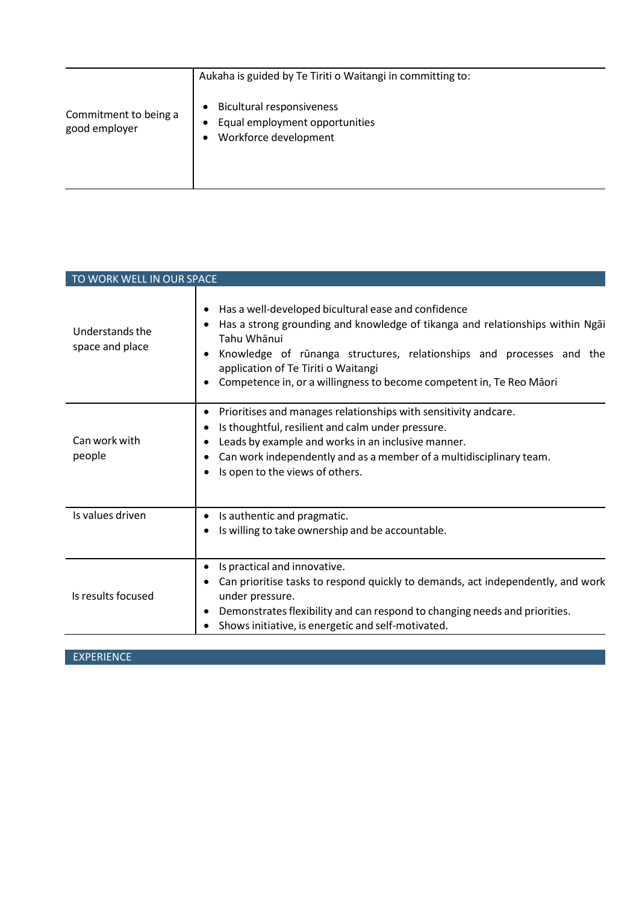| | |
|---|---|
| Commitment to being a good employer | Aukaha is guided by Te Tiriti o Waitangi in committing to:<br><br>• Bicultural responsiveness<br>• Equal employment opportunities<br>• Workforce development |

## TO WORK WELL IN OUR SPACE

| | |
|---|---|
| Understands the space and place | • Has a well-developed bicultural ease and confidence<br>• Has a strong grounding and knowledge of tikanga and relationships within Ngāi Tahu Whānui<br>• Knowledge of rūnanga structures, relationships and processes and the application of Te Tiriti o Waitangi<br>• Competence in, or a willingness to become competent in, Te Reo Māori |
| Can work with people | • Prioritises and manages relationships with sensitivity andcare.<br>• Is thoughtful, resilient and calm under pressure.<br>• Leads by example and works in an inclusive manner.<br>• Can work independently and as a member of a multidisciplinary team.<br>• Is open to the views of others. |
| Is values driven | • Is authentic and pragmatic.<br>• Is willing to take ownership and be accountable. |
| Is results focused | • Is practical and innovative.<br>• Can prioritise tasks to respond quickly to demands, act independently, and work under pressure.<br>• Demonstrates flexibility and can respond to changing needs and priorities.<br>• Shows initiative, is energetic and self-motivated. |

## EXPERIENCE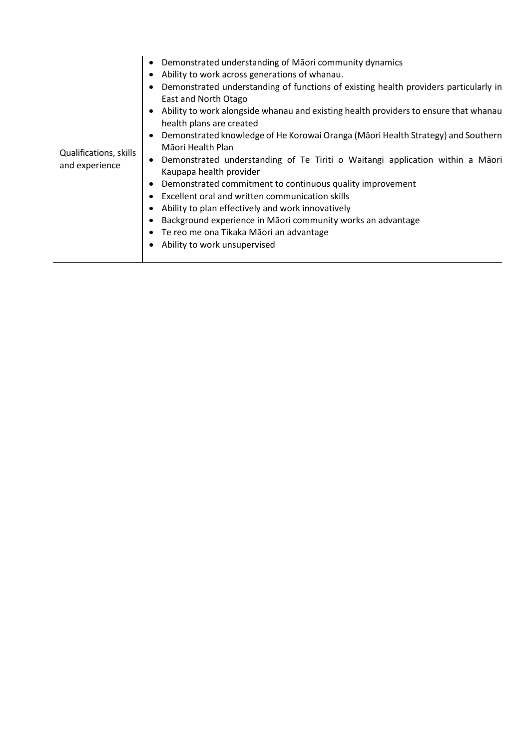| | |
|---|---|
| Qualifications, skills and experience | • Demonstrated understanding of Māori community dynamics<br>• Ability to work across generations of whanau.<br>• Demonstrated understanding of functions of existing health providers particularly in East and North Otago<br>• Ability to work alongside whanau and existing health providers to ensure that whanau health plans are created<br>• Demonstrated knowledge of He Korowai Oranga (Māori Health Strategy) and Southern Māori Health Plan<br>• Demonstrated understanding of Te Tiriti o Waitangi application within a Māori Kaupapa health provider<br>• Demonstrated commitment to continuous quality improvement<br>• Excellent oral and written communication skills<br>• Ability to plan effectively and work innovatively<br>• Background experience in Māori community works an advantage<br>• Te reo me ona Tikaka Māori an advantage<br>• Ability to work unsupervised |